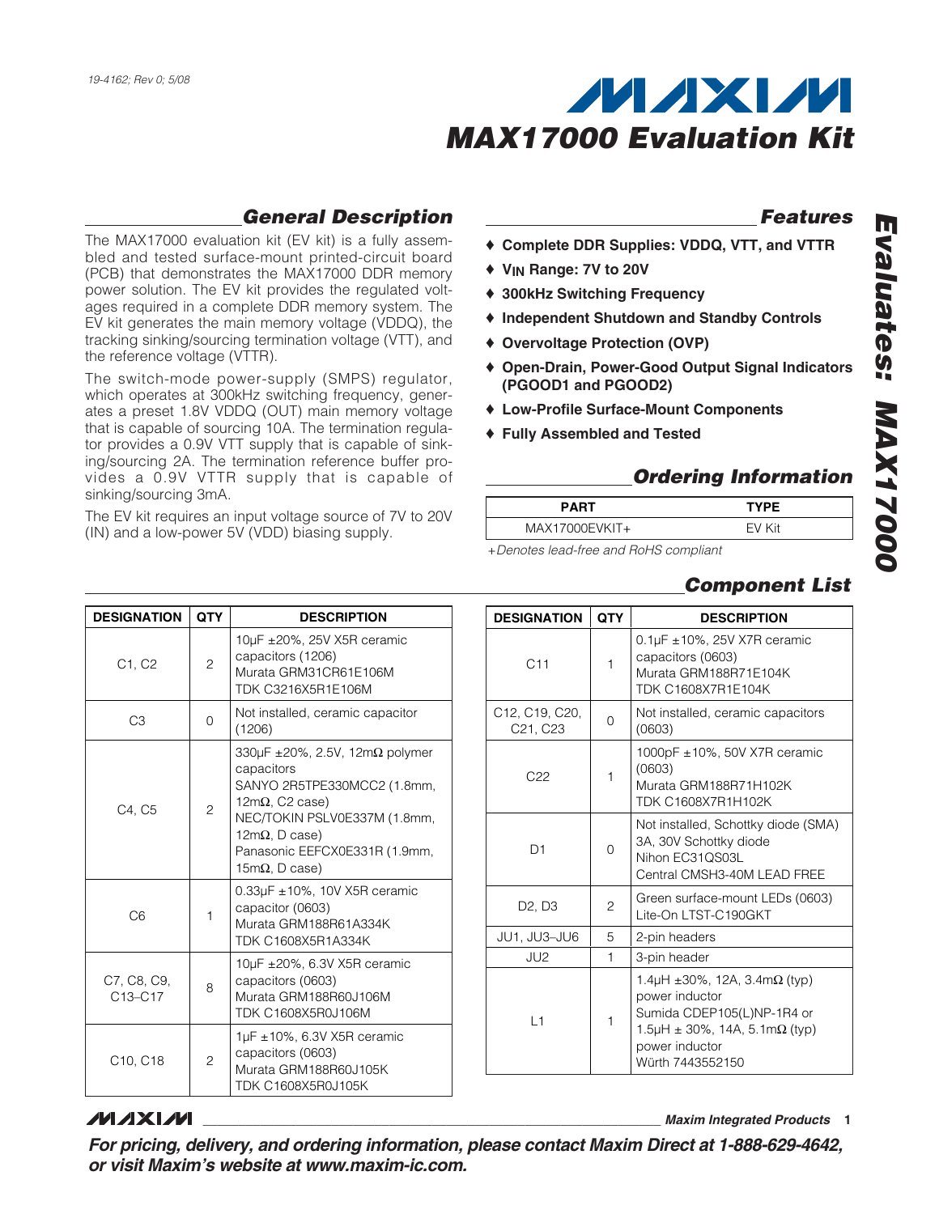19-4162; Rev 0; 5/08

# MAX17000 Evaluation Kit

## General Description

The MAX17000 evaluation kit (EV kit) is a fully assembled and tested surface-mount printed-circuit board (PCB) that demonstrates the MAX17000 DDR memory power solution. The EV kit provides the regulated voltages required in a complete DDR memory system. The EV kit generates the main memory voltage (VDDQ), the tracking sinking/sourcing termination voltage (VTT), and the reference voltage (VTTR).

The switch-mode power-supply (SMPS) regulator, which operates at 300kHz switching frequency, generates a preset 1.8V VDDQ (OUT) main memory voltage that is capable of sourcing 10A. The termination regulator provides a 0.9V VTT supply that is capable of sinking/sourcing 2A. The termination reference buffer provides a 0.9V VTTR supply that is capable of sinking/sourcing 3mA.

The EV kit requires an input voltage source of 7V to 20V (IN) and a low-power 5V (VDD) biasing supply.

## Features

- ♦ Complete DDR Supplies: VDDQ, VTT, and VTTR
- ♦ $V_{IN}$ Range: 7V to 20V
- ♦ 300kHz Switching Frequency
- ♦ Independent Shutdown and Standby Controls
- ♦ Overvoltage Protection (OVP)
- ♦ Open-Drain, Power-Good Output Signal Indicators (PGOOD1 and PGOOD2)
- ♦ Low-Profile Surface-Mount Components
- ♦ Fully Assembled and Tested

## Ordering Information

| PART | TYPE |
|---|---|
| MAX17000EVKIT+ | EV Kit |

*+Denotes lead-free and RoHS compliant*

## Component List

| DESIGNATION | QTY | DESCRIPTION |
|---|---|---|
| C1, C2 | 2 | 10µF ±20%, 25V X5R ceramic capacitors (1206) Murata GRM31CR61E106M TDK C3216X5R1E106M |
| C3 | 0 | Not installed, ceramic capacitor (1206) |
| C4, C5 | 2 | 330µF ±20%, 2.5V, 12mΩ polymer capacitors SANYO 2R5TPE330MCC2 (1.8mm, 12mΩ, C2 case) NEC/TOKIN PSLV0E337M (1.8mm, 12mΩ, D case) Panasonic EEFCX0E331R (1.9mm, 15mΩ, D case) |
| C6 | 1 | 0.33µF ±10%, 10V X5R ceramic capacitor (0603) Murata GRM188R61A334K TDK C1608X5R1A334K |
| C7, C8, C9, C13–C17 | 8 | 10µF ±20%, 6.3V X5R ceramic capacitors (0603) Murata GRM188R60J106M TDK C1608X5R0J106M |
| C10, C18 | 2 | 1µF ±10%, 6.3V X5R ceramic capacitors (0603) Murata GRM188R60J105K TDK C1608X5R0J105K |
| C11 | 1 | 0.1µF ±10%, 25V X7R ceramic capacitors (0603) Murata GRM188R71E104K TDK C1608X7R1E104K |
| C12, C19, C20, C21, C23 | 0 | Not installed, ceramic capacitors (0603) |
| C22 | 1 | 1000pF ±10%, 50V X7R ceramic (0603) Murata GRM188R71H102K TDK C1608X7R1H102K |
| D1 | 0 | Not installed, Schottky diode (SMA) 3A, 30V Schottky diode Nihon EC31QS03L Central CMSH3-40M LEAD FREE |
| D2, D3 | 2 | Green surface-mount LEDs (0603) Lite-On LTST-C190GKT |
| JU1, JU3–JU6 | 5 | 2-pin headers |
| JU2 | 1 | 3-pin header |
| L1 | 1 | 1.4µH ±30%, 12A, 3.4mΩ (typ) power inductor Sumida CDEP105(L)NP-1R4 or 1.5µH ± 30%, 14A, 5.1mΩ (typ) power inductor Würth 7443552150 |

**For pricing, delivery, and ordering information, please contact Maxim Direct at 1-888-629-4642, or visit Maxim's website at www.maxim-ic.com.**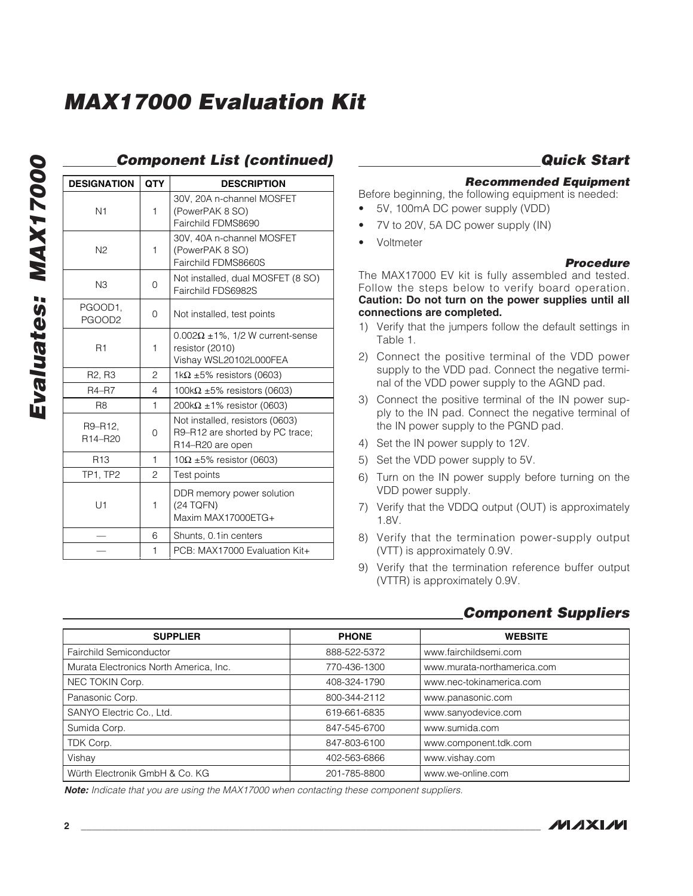## Component List (continued)

| DESIGNATION | QTY | DESCRIPTION |
|---|---|---|
| N1 | 1 | 30V, 20A n-channel MOSFET (PowerPAK 8 SO) Fairchild FDMS8690 |
| N2 | 1 | 30V, 40A n-channel MOSFET (PowerPAK 8 SO) Fairchild FDMS8660S |
| N3 | 0 | Not installed, dual MOSFET (8 SO) Fairchild FDS6982S |
| PGOOD1, PGOOD2 | 0 | Not installed, test points |
| R1 | 1 | 0.002Ω ±1%, 1/2 W current-sense resistor (2010) Vishay WSL20102L000FEA |
| R2, R3 | 2 | 1kΩ ±5% resistors (0603) |
| R4–R7 | 4 | 100kΩ ±5% resistors (0603) |
| R8 | 1 | 200kΩ ±1% resistor (0603) |
| R9–R12, R14–R20 | 0 | Not installed, resistors (0603) R9–R12 are shorted by PC trace; R14–R20 are open |
| R13 | 1 | 10Ω ±5% resistor (0603) |
| TP1, TP2 | 2 | Test points |
| U1 | 1 | DDR memory power solution (24 TQFN) Maxim MAX17000ETG+ |
| — | 6 | Shunts, 0.1in centers |
| — | 1 | PCB: MAX17000 Evaluation Kit+ |

## Quick Start

### Recommended Equipment

Before beginning, the following equipment is needed:

- 5V, 100mA DC power supply (VDD)
- 7V to 20V, 5A DC power supply (IN)
- Voltmeter

### Procedure

The MAX17000 EV kit is fully assembled and tested. Follow the steps below to verify board operation. **Caution: Do not turn on the power supplies until all connections are completed.**

1) Verify that the jumpers follow the default settings in Table 1.
2) Connect the positive terminal of the VDD power supply to the VDD pad. Connect the negative terminal of the VDD power supply to the AGND pad.
3) Connect the positive terminal of the IN power supply to the IN pad. Connect the negative terminal of the IN power supply to the PGND pad.
4) Set the IN power supply to 12V.
5) Set the VDD power supply to 5V.
6) Turn on the IN power supply before turning on the VDD power supply.
7) Verify that the VDDQ output (OUT) is approximately 1.8V.
8) Verify that the termination power-supply output (VTT) is approximately 0.9V.
9) Verify that the termination reference buffer output (VTTR) is approximately 0.9V.

## Component Suppliers

| SUPPLIER | PHONE | WEBSITE |
|---|---|---|
| Fairchild Semiconductor | 888-522-5372 | www.fairchildsemi.com |
| Murata Electronics North America, Inc. | 770-436-1300 | www.murata-northamerica.com |
| NEC TOKIN Corp. | 408-324-1790 | www.nec-tokinamerica.com |
| Panasonic Corp. | 800-344-2112 | www.panasonic.com |
| SANYO Electric Co., Ltd. | 619-661-6835 | www.sanyodevice.com |
| Sumida Corp. | 847-545-6700 | www.sumida.com |
| TDK Corp. | 847-803-6100 | www.component.tdk.com |
| Vishay | 402-563-6866 | www.vishay.com |
| Würth Electronik GmbH & Co. KG | 201-785-8800 | www.we-online.com |

***Note:*** *Indicate that you are using the MAX17000 when contacting these component suppliers.*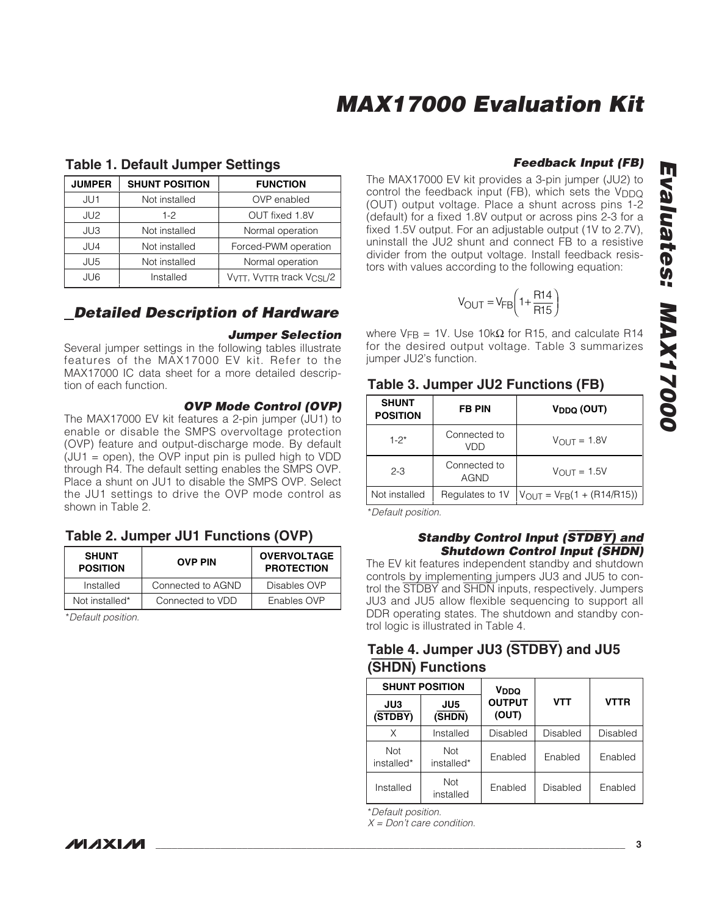## Table 1. Default Jumper Settings

| JUMPER | SHUNT POSITION | FUNCTION |
|---|---|---|
| JU1 | Not installed | OVP enabled |
| JU2 | 1-2 | OUT fixed 1.8V |
| JU3 | Not installed | Normal operation |
| JU4 | Not installed | Forced-PWM operation |
| JU5 | Not installed | Normal operation |
| JU6 | Installed | $V_{TT}$, $V_{TTR}$ track $V_{CSL}/2$ |

## Detailed Description of Hardware

### *Jumper Selection*

Several jumper settings in the following tables illustrate features of the MAX17000 EV kit. Refer to the MAX17000 IC data sheet for a more detailed description of each function.

### *OVP Mode Control (OVP)*

The MAX17000 EV kit features a 2-pin jumper (JU1) to enable or disable the SMPS overvoltage protection (OVP) feature and output-discharge mode. By default (JU1 = open), the OVP input pin is pulled high to VDD through R4. The default setting enables the SMPS OVP. Place a shunt on JU1 to disable the SMPS OVP. Select the JU1 settings to drive the OVP mode control as shown in Table 2.

## Table 2. Jumper JU1 Functions (OVP)

| SHUNT POSITION | OVP PIN | OVERVOLTAGE PROTECTION |
|---|---|---|
| Installed | Connected to AGND | Disables OVP |
| Not installed* | Connected to VDD | Enables OVP |

*Default position.

### *Feedback Input (FB)*

The MAX17000 EV kit provides a 3-pin jumper (JU2) to control the feedback input (FB), which sets the $V_{DDQ}$ (OUT) output voltage. Place a shunt across pins 1-2 (default) for a fixed 1.8V output or across pins 2-3 for a fixed 1.5V output. For an adjustable output (1V to 2.7V), uninstall the JU2 shunt and connect FB to a resistive divider from the output voltage. Install feedback resistors with values according to the following equation:

$$V_{OUT} = V_{FB}\left(1 + \frac{R14}{R15}\right)$$

where $V_{FB}$ = 1V. Use 10kΩ for R15, and calculate R14 for the desired output voltage. Table 3 summarizes jumper JU2's function.

## Table 3. Jumper JU2 Functions (FB)

| SHUNT POSITION | FB PIN | $V_{DDQ}$ (OUT) |
|---|---|---|
| 1-2* | Connected to VDD | $V_{OUT}$ = 1.8V |
| 2-3 | Connected to AGND | $V_{OUT}$ = 1.5V |
| Not installed | Regulates to 1V | $V_{OUT} = V_{FB}(1 + (R14/R15))$ |

*Default position.

### *Standby Control Input ($\overline{STDBY}$) and Shutdown Control Input ($\overline{SHDN}$)*

The EV kit features independent standby and shutdown controls by implementing jumpers JU3 and JU5 to control the $\overline{STDBY}$ and $\overline{SHDN}$ inputs, respectively. Jumpers JU3 and JU5 allow flexible sequencing to support all DDR operating states. The shutdown and standby control logic is illustrated in Table 4.

## Table 4. Jumper JU3 ($\overline{STDBY}$) and JU5 ($\overline{SHDN}$) Functions

| SHUNT POSITION | | $V_{DDQ}$ OUTPUT (OUT) | VTT | VTTR |
|---|---|---|---|---|
| JU3 ($\overline{STDBY}$) | JU5 ($\overline{SHDN}$) | | | |
| X | Installed | Disabled | Disabled | Disabled |
| Not installed* | Not installed* | Enabled | Enabled | Enabled |
| Installed | Not installed | Enabled | Disabled | Enabled |

*Default position.
X = Don't care condition.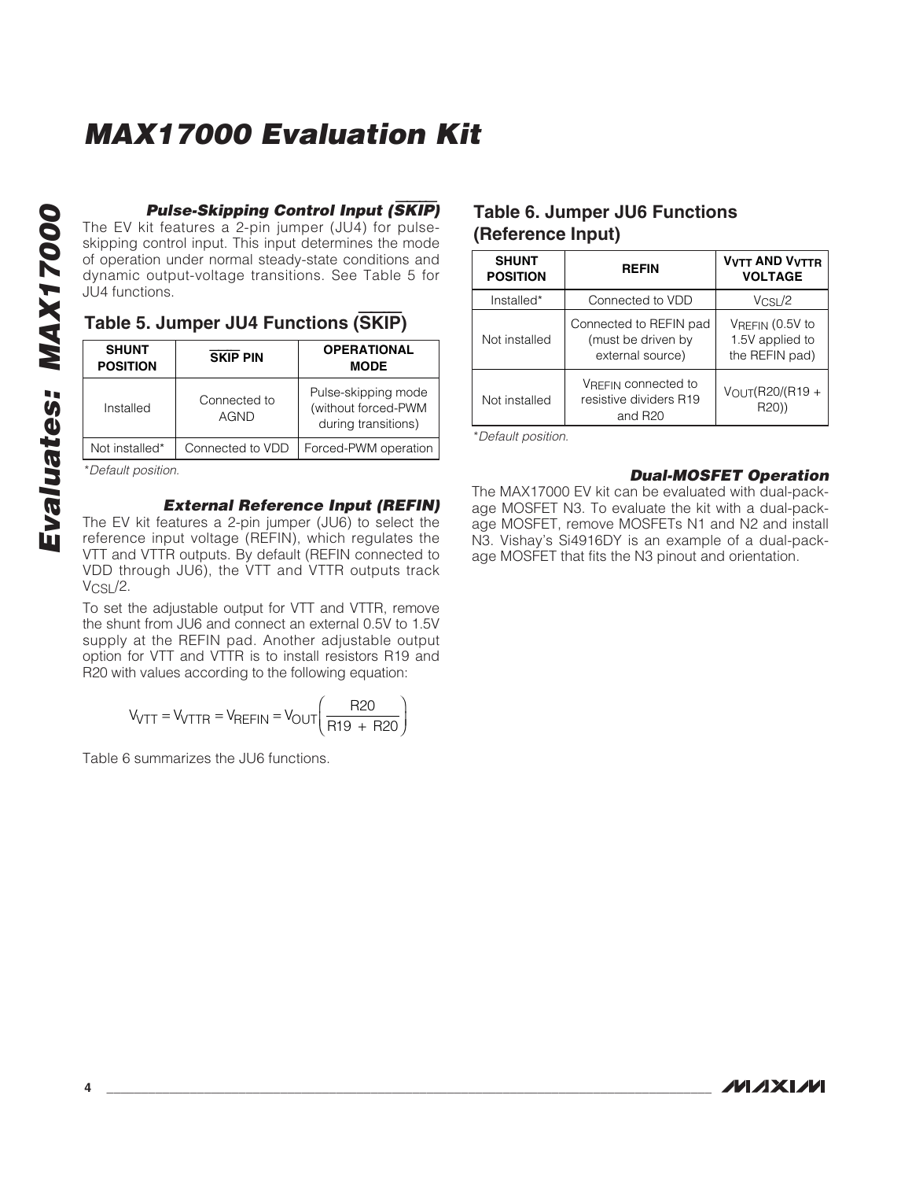# MAX17000 Evaluation Kit

### Pulse-Skipping Control Input ($\overline{SKIP}$)

The EV kit features a 2-pin jumper (JU4) for pulse-skipping control input. This input determines the mode of operation under normal steady-state conditions and dynamic output-voltage transitions. See Table 5 for JU4 functions.

## Table 5. Jumper JU4 Functions ($\overline{SKIP}$)

| SHUNT POSITION | $\overline{SKIP}$ PIN | OPERATIONAL MODE |
|---|---|---|
| Installed | Connected to AGND | Pulse-skipping mode (without forced-PWM during transitions) |
| Not installed* | Connected to VDD | Forced-PWM operation |

*Default position.

### External Reference Input (REFIN)

The EV kit features a 2-pin jumper (JU6) to select the reference input voltage (REFIN), which regulates the VTT and VTTR outputs. By default (REFIN connected to VDD through JU6), the VTT and VTTR outputs track $V_{CSL}/2$.

To set the adjustable output for VTT and VTTR, remove the shunt from JU6 and connect an external 0.5V to 1.5V supply at the REFIN pad. Another adjustable output option for VTT and VTTR is to install resistors R19 and R20 with values according to the following equation:

$$V_{VTT} = V_{VTTR} = V_{REFIN} = V_{OUT}\left(\frac{R20}{R19 + R20}\right)$$

Table 6 summarizes the JU6 functions.

## Table 6. Jumper JU6 Functions (Reference Input)

| SHUNT POSITION | REFIN | $V_{VTT}$ AND $V_{VTTR}$ VOLTAGE |
|---|---|---|
| Installed* | Connected to VDD | $V_{CSL}/2$ |
| Not installed | Connected to REFIN pad (must be driven by external source) | $V_{REFIN}$ (0.5V to 1.5V applied to the REFIN pad) |
| Not installed | $V_{REFIN}$ connected to resistive dividers R19 and R20 | $V_{OUT}(R20/(R19 + R20))$ |

*Default position.

### Dual-MOSFET Operation

The MAX17000 EV kit can be evaluated with dual-package MOSFET N3. To evaluate the kit with a dual-package MOSFET, remove MOSFETs N1 and N2 and install N3. Vishay's Si4916DY is an example of a dual-package MOSFET that fits the N3 pinout and orientation.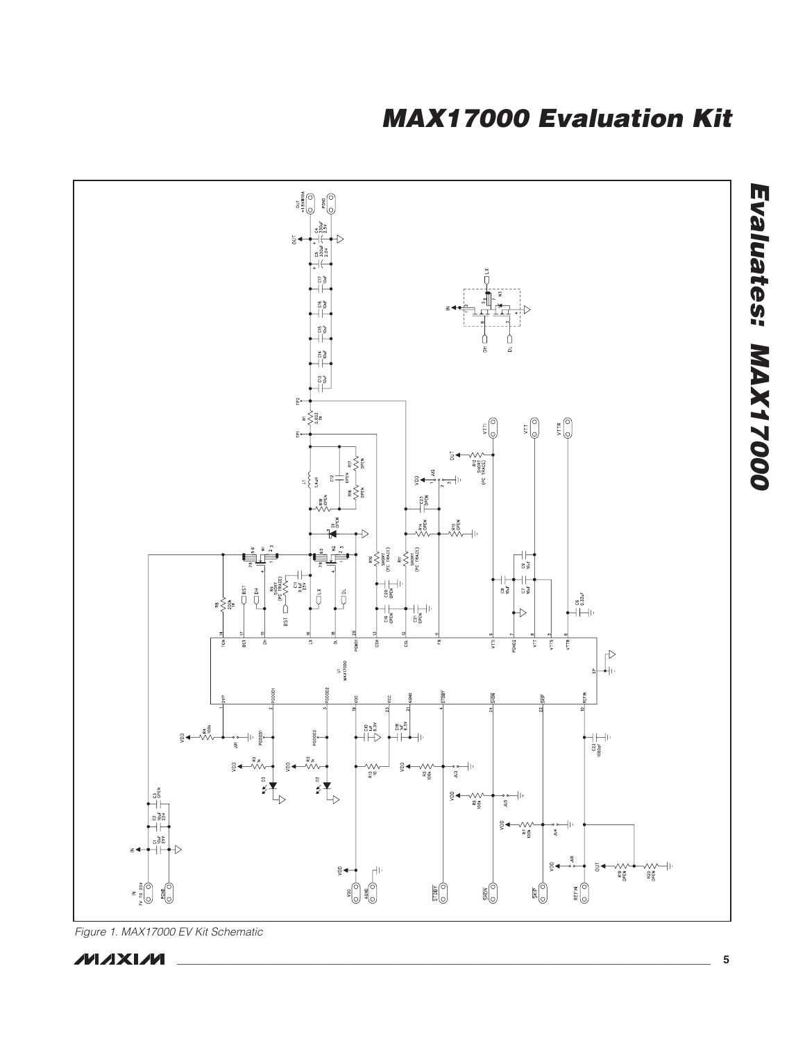Figure 1. MAX17000 EV Kit Schematic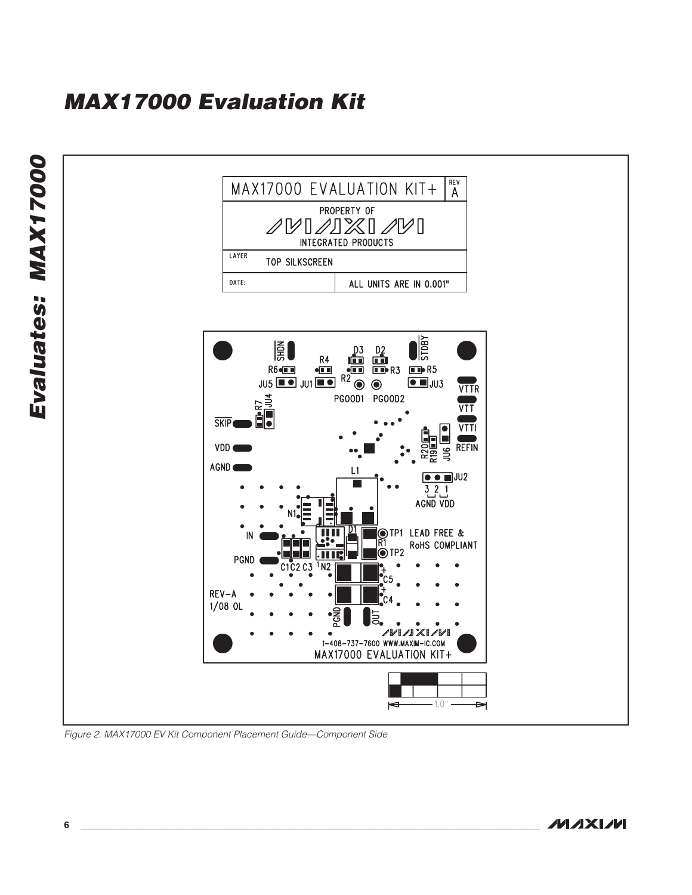# MAX17000 Evaluation Kit

Figure 2. MAX17000 EV Kit Component Placement Guide—Component Side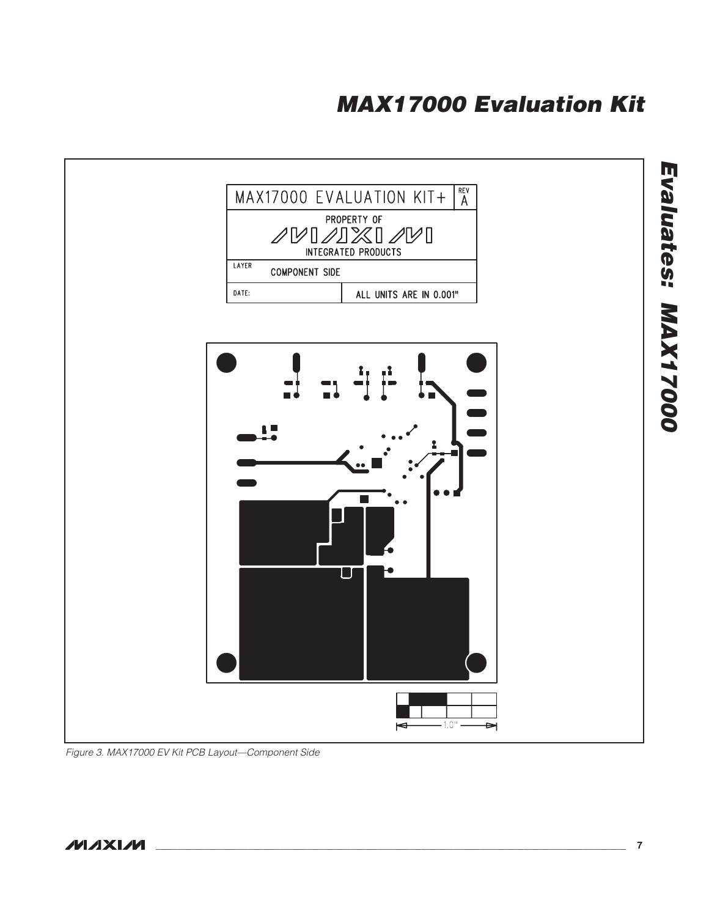MAX17000 EVALUATION KIT+ REV A

PROPERTY OF

MAXIM

INTEGRATED PRODUCTS

LAYER COMPONENT SIDE

DATE: ALL UNITS ARE IN 0.001"

1.0"

*Figure 3. MAX17000 EV Kit PCB Layout—Component Side*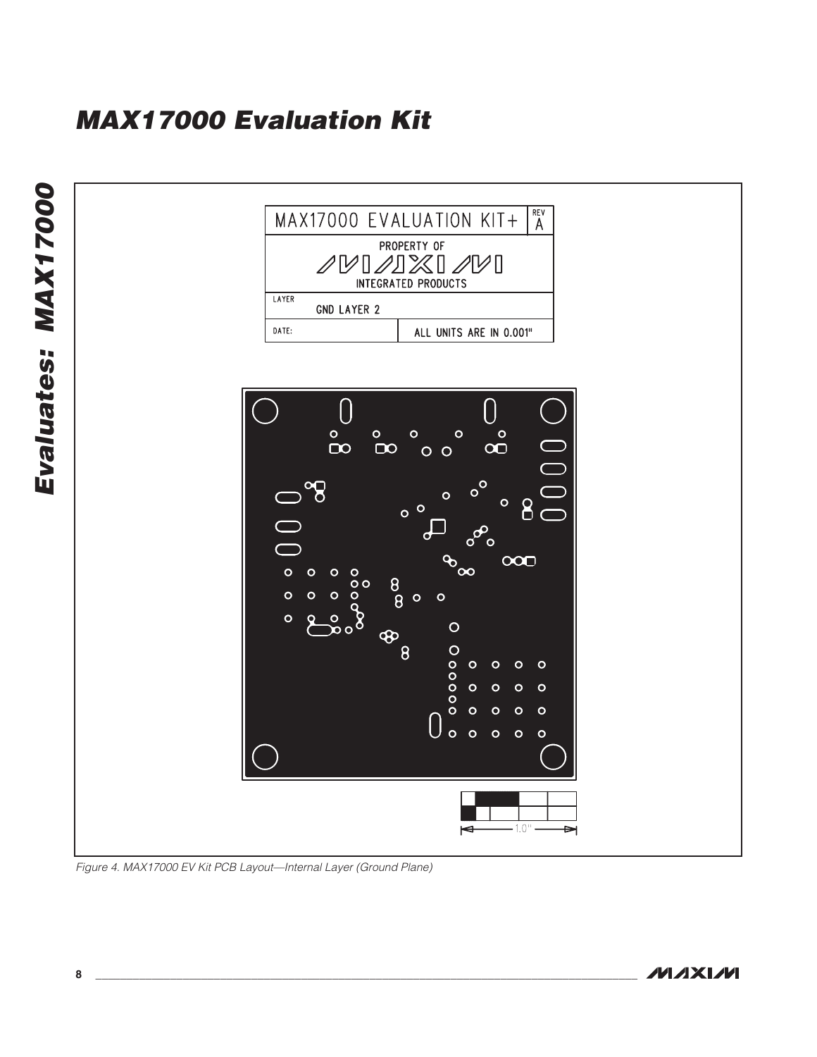# MAX17000 Evaluation Kit

MAX17000 EVALUATION KIT+ REV A

PROPERTY OF MAXIM INTEGRATED PRODUCTS

LAYER: GND LAYER 2

DATE:

ALL UNITS ARE IN 0.001"

1.0"

Figure 4. MAX17000 EV Kit PCB Layout—Internal Layer (Ground Plane)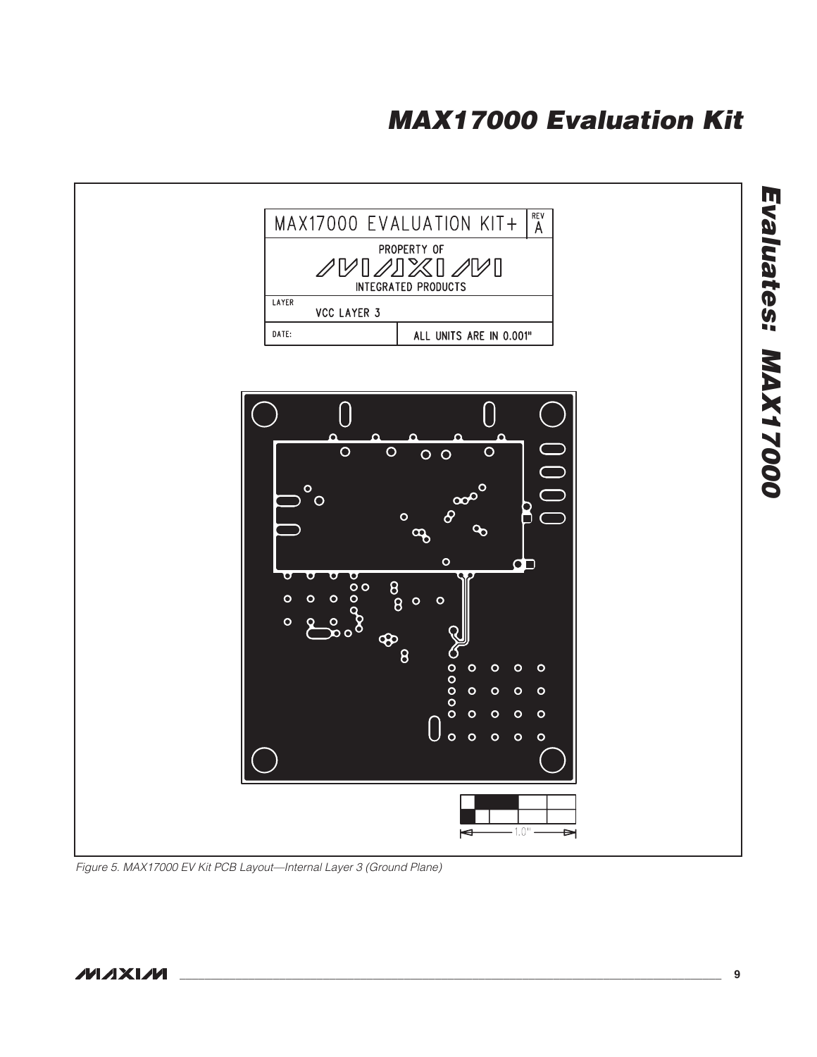MAX17000 EVALUATION KIT+ REV A

PROPERTY OF MAXIM INTEGRATED PRODUCTS

LAYER VCC LAYER 3

DATE: ALL UNITS ARE IN 0.001"

1.0"

*Figure 5. MAX17000 EV Kit PCB Layout—Internal Layer 3 (Ground Plane)*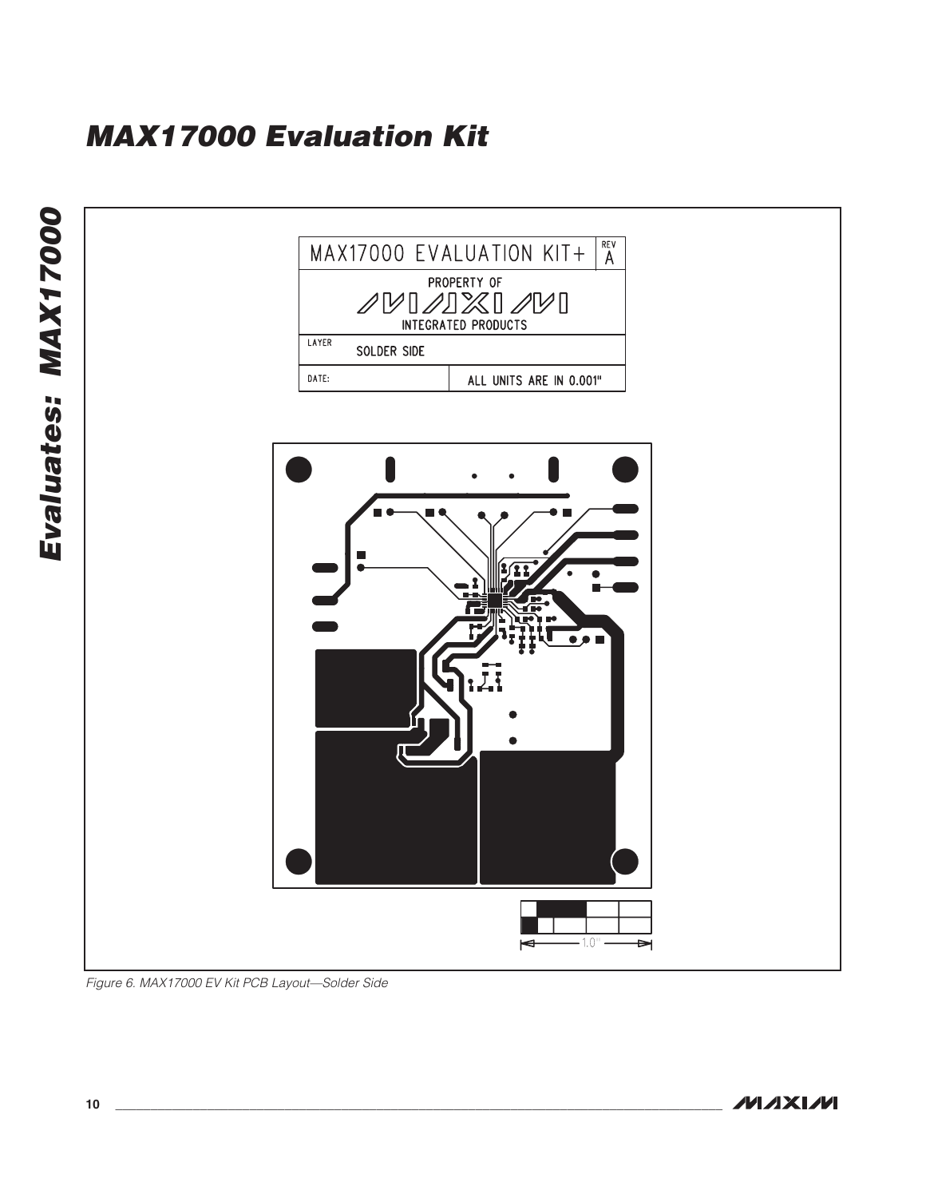# MAX17000 Evaluation Kit

MAX17000 EVALUATION KIT+ REV A

PROPERTY OF MAXIM INTEGRATED PRODUCTS

LAYER: SOLDER SIDE

DATE: ALL UNITS ARE IN 0.001"

1.0"

*Figure 6. MAX17000 EV Kit PCB Layout—Solder Side*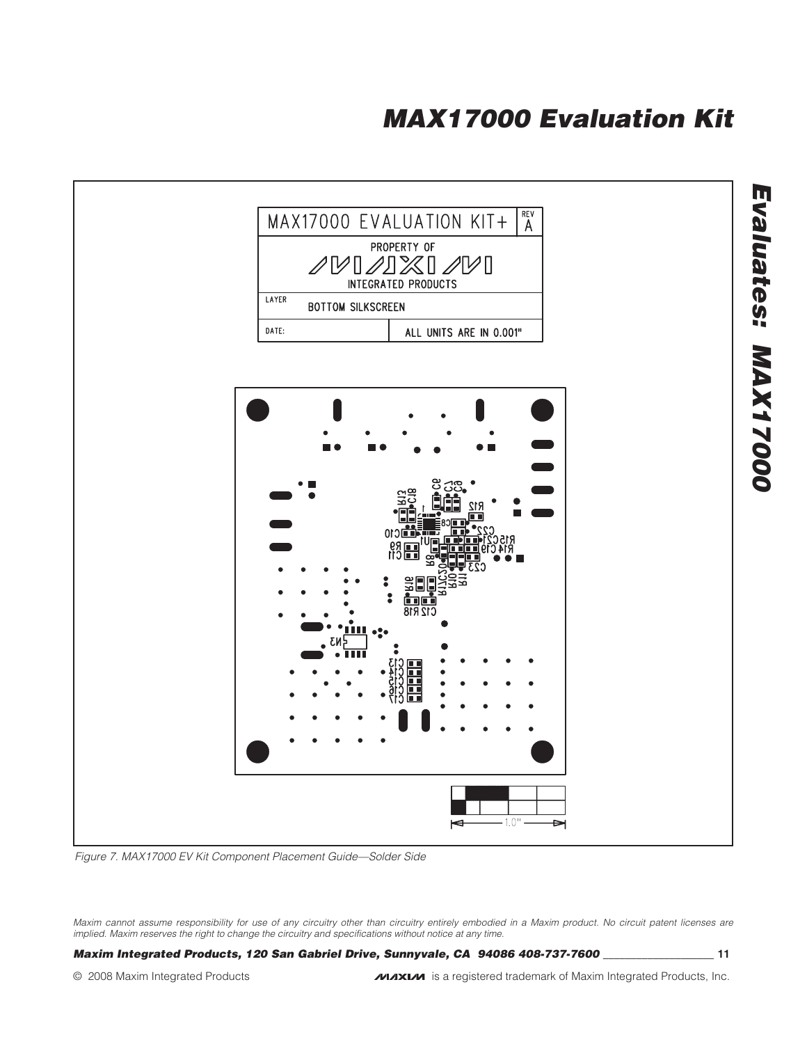# MAX17000 Evaluation Kit

MAX17000 EVALUATION KIT+ REV A

PROPERTY OF MAXIM INTEGRATED PRODUCTS

LAYER BOTTOM SILKSCREEN

DATE: ALL UNITS ARE IN 0.001"

1.0"

*Figure 7. MAX17000 EV Kit Component Placement Guide—Solder Side*

*Maxim cannot assume responsibility for use of any circuitry other than circuitry entirely embodied in a Maxim product. No circuit patent licenses are implied. Maxim reserves the right to change the circuitry and specifications without notice at any time.*

***Maxim Integrated Products, 120 San Gabriel Drive, Sunnyvale, CA 94086 408-737-7600***

© 2008 Maxim Integrated Products

MAXIM is a registered trademark of Maxim Integrated Products, Inc.